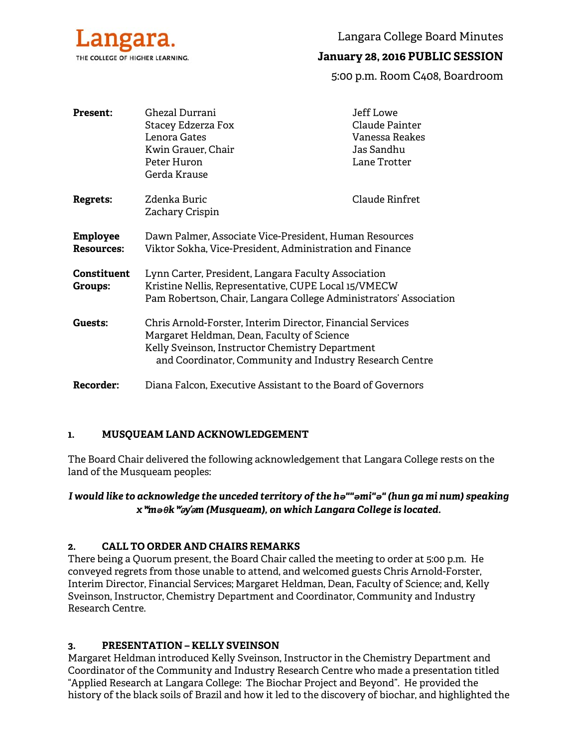Langara. THE COLLEGE OF HIGHER LEARNING.

# Langara College Board Minutes

## January 28, 2016 PUBLIC SESSION

5:00 p.m. Room C408, Boardroom

| | | |
|---|---|---|
| **Present:** | Ghezal Durrani | Jeff Lowe |
| | Stacey Edzerza Fox | Claude Painter |
| | Lenora Gates | Vanessa Reakes |
| | Kwin Grauer, Chair | Jas Sandhu |
| | Peter Huron | Lane Trotter |
| | Gerda Krause | |
| **Regrets:** | Zdenka Buric | Claude Rinfret |
| | Zachary Crispin | |

**Employee Resources:**
Dawn Palmer, Associate Vice-President, Human Resources
Viktor Sokha, Vice-President, Administration and Finance

**Constituent Groups:**
Lynn Carter, President, Langara Faculty Association
Kristine Nellis, Representative, CUPE Local 15/VMECW
Pam Robertson, Chair, Langara College Administrators' Association

**Guests:**
Chris Arnold-Forster, Interim Director, Financial Services
Margaret Heldman, Dean, Faculty of Science
Kelly Sveinson, Instructor Chemistry Department and Coordinator, Community and Industry Research Centre

**Recorder:**
Diana Falcon, Executive Assistant to the Board of Governors

### 1. MUSQUEAM LAND ACKNOWLEDGEMENT

The Board Chair delivered the following acknowledgement that Langara College rests on the land of the Musqueam peoples:

***I would like to acknowledge the unceded territory of the hə""əmi"ə" (hun ga mi num) speaking xʷməθkʷəy̓əm (Musqueam), on which Langara College is located.***

### 2. CALL TO ORDER AND CHAIRS REMARKS

There being a Quorum present, the Board Chair called the meeting to order at 5:00 p.m. He conveyed regrets from those unable to attend, and welcomed guests Chris Arnold-Forster, Interim Director, Financial Services; Margaret Heldman, Dean, Faculty of Science; and, Kelly Sveinson, Instructor, Chemistry Department and Coordinator, Community and Industry Research Centre.

### 3. PRESENTATION – KELLY SVEINSON

Margaret Heldman introduced Kelly Sveinson, Instructor in the Chemistry Department and Coordinator of the Community and Industry Research Centre who made a presentation titled "Applied Research at Langara College: The Biochar Project and Beyond". He provided the history of the black soils of Brazil and how it led to the discovery of biochar, and highlighted the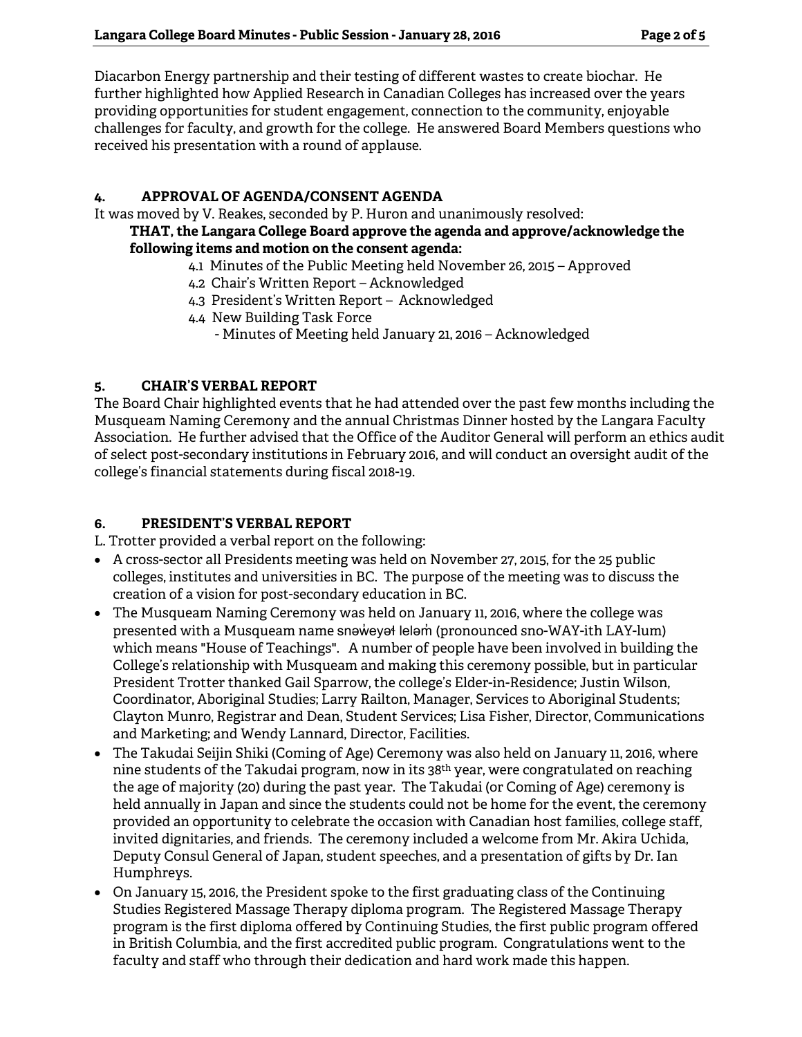Diacarbon Energy partnership and their testing of different wastes to create biochar. He further highlighted how Applied Research in Canadian Colleges has increased over the years providing opportunities for student engagement, connection to the community, enjoyable challenges for faculty, and growth for the college. He answered Board Members questions who received his presentation with a round of applause.

## 4. APPROVAL OF AGENDA/CONSENT AGENDA

It was moved by V. Reakes, seconded by P. Huron and unanimously resolved:

**THAT, the Langara College Board approve the agenda and approve/acknowledge the following items and motion on the consent agenda:**

- 4.1 Minutes of the Public Meeting held November 26, 2015 – Approved
- 4.2 Chair's Written Report – Acknowledged
- 4.3 President's Written Report – Acknowledged
- 4.4 New Building Task Force
  - Minutes of Meeting held January 21, 2016 – Acknowledged

## 5. CHAIR'S VERBAL REPORT

The Board Chair highlighted events that he had attended over the past few months including the Musqueam Naming Ceremony and the annual Christmas Dinner hosted by the Langara Faculty Association. He further advised that the Office of the Auditor General will perform an ethics audit of select post-secondary institutions in February 2016, and will conduct an oversight audit of the college's financial statements during fiscal 2018-19.

## 6. PRESIDENT'S VERBAL REPORT

L. Trotter provided a verbal report on the following:

- A cross-sector all Presidents meeting was held on November 27, 2015, for the 25 public colleges, institutes and universities in BC. The purpose of the meeting was to discuss the creation of a vision for post-secondary education in BC.
- The Musqueam Naming Ceremony was held on January 11, 2016, where the college was presented with a Musqueam name snəw̓eyəɬ leləm̓ (pronounced sno-WAY-ith LAY-lum) which means "House of Teachings". A number of people have been involved in building the College's relationship with Musqueam and making this ceremony possible, but in particular President Trotter thanked Gail Sparrow, the college's Elder-in-Residence; Justin Wilson, Coordinator, Aboriginal Studies; Larry Railton, Manager, Services to Aboriginal Students; Clayton Munro, Registrar and Dean, Student Services; Lisa Fisher, Director, Communications and Marketing; and Wendy Lannard, Director, Facilities.
- The Takudai Seijin Shiki (Coming of Age) Ceremony was also held on January 11, 2016, where nine students of the Takudai program, now in its 38th year, were congratulated on reaching the age of majority (20) during the past year. The Takudai (or Coming of Age) ceremony is held annually in Japan and since the students could not be home for the event, the ceremony provided an opportunity to celebrate the occasion with Canadian host families, college staff, invited dignitaries, and friends. The ceremony included a welcome from Mr. Akira Uchida, Deputy Consul General of Japan, student speeches, and a presentation of gifts by Dr. Ian Humphreys.
- On January 15, 2016, the President spoke to the first graduating class of the Continuing Studies Registered Massage Therapy diploma program. The Registered Massage Therapy program is the first diploma offered by Continuing Studies, the first public program offered in British Columbia, and the first accredited public program. Congratulations went to the faculty and staff who through their dedication and hard work made this happen.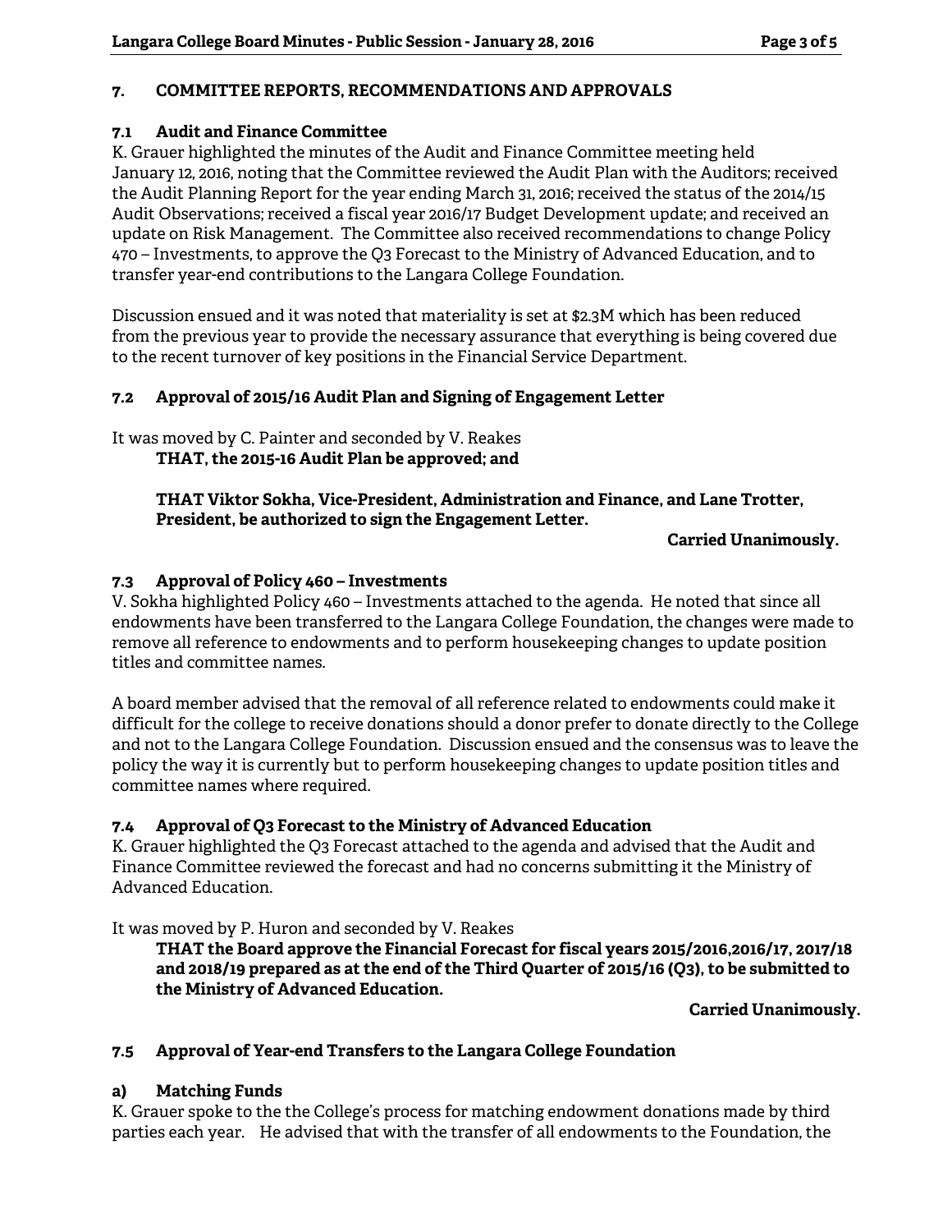## 7. COMMITTEE REPORTS, RECOMMENDATIONS AND APPROVALS

### 7.1 Audit and Finance Committee

K. Grauer highlighted the minutes of the Audit and Finance Committee meeting held January 12, 2016, noting that the Committee reviewed the Audit Plan with the Auditors; received the Audit Planning Report for the year ending March 31, 2016; received the status of the 2014/15 Audit Observations; received a fiscal year 2016/17 Budget Development update; and received an update on Risk Management. The Committee also received recommendations to change Policy 470 – Investments, to approve the Q3 Forecast to the Ministry of Advanced Education, and to transfer year-end contributions to the Langara College Foundation.

Discussion ensued and it was noted that materiality is set at $2.3M which has been reduced from the previous year to provide the necessary assurance that everything is being covered due to the recent turnover of key positions in the Financial Service Department.

### 7.2 Approval of 2015/16 Audit Plan and Signing of Engagement Letter

It was moved by C. Painter and seconded by V. Reakes

**THAT, the 2015-16 Audit Plan be approved; and**

**THAT Viktor Sokha, Vice-President, Administration and Finance, and Lane Trotter, President, be authorized to sign the Engagement Letter.**

**Carried Unanimously.**

### 7.3 Approval of Policy 460 – Investments

V. Sokha highlighted Policy 460 – Investments attached to the agenda. He noted that since all endowments have been transferred to the Langara College Foundation, the changes were made to remove all reference to endowments and to perform housekeeping changes to update position titles and committee names.

A board member advised that the removal of all reference related to endowments could make it difficult for the college to receive donations should a donor prefer to donate directly to the College and not to the Langara College Foundation. Discussion ensued and the consensus was to leave the policy the way it is currently but to perform housekeeping changes to update position titles and committee names where required.

### 7.4 Approval of Q3 Forecast to the Ministry of Advanced Education

K. Grauer highlighted the Q3 Forecast attached to the agenda and advised that the Audit and Finance Committee reviewed the forecast and had no concerns submitting it the Ministry of Advanced Education.

It was moved by P. Huron and seconded by V. Reakes

**THAT the Board approve the Financial Forecast for fiscal years 2015/2016,2016/17, 2017/18 and 2018/19 prepared as at the end of the Third Quarter of 2015/16 (Q3), to be submitted to the Ministry of Advanced Education.**

**Carried Unanimously.**

### 7.5 Approval of Year-end Transfers to the Langara College Foundation

#### a) Matching Funds

K. Grauer spoke to the the College's process for matching endowment donations made by third parties each year. He advised that with the transfer of all endowments to the Foundation, the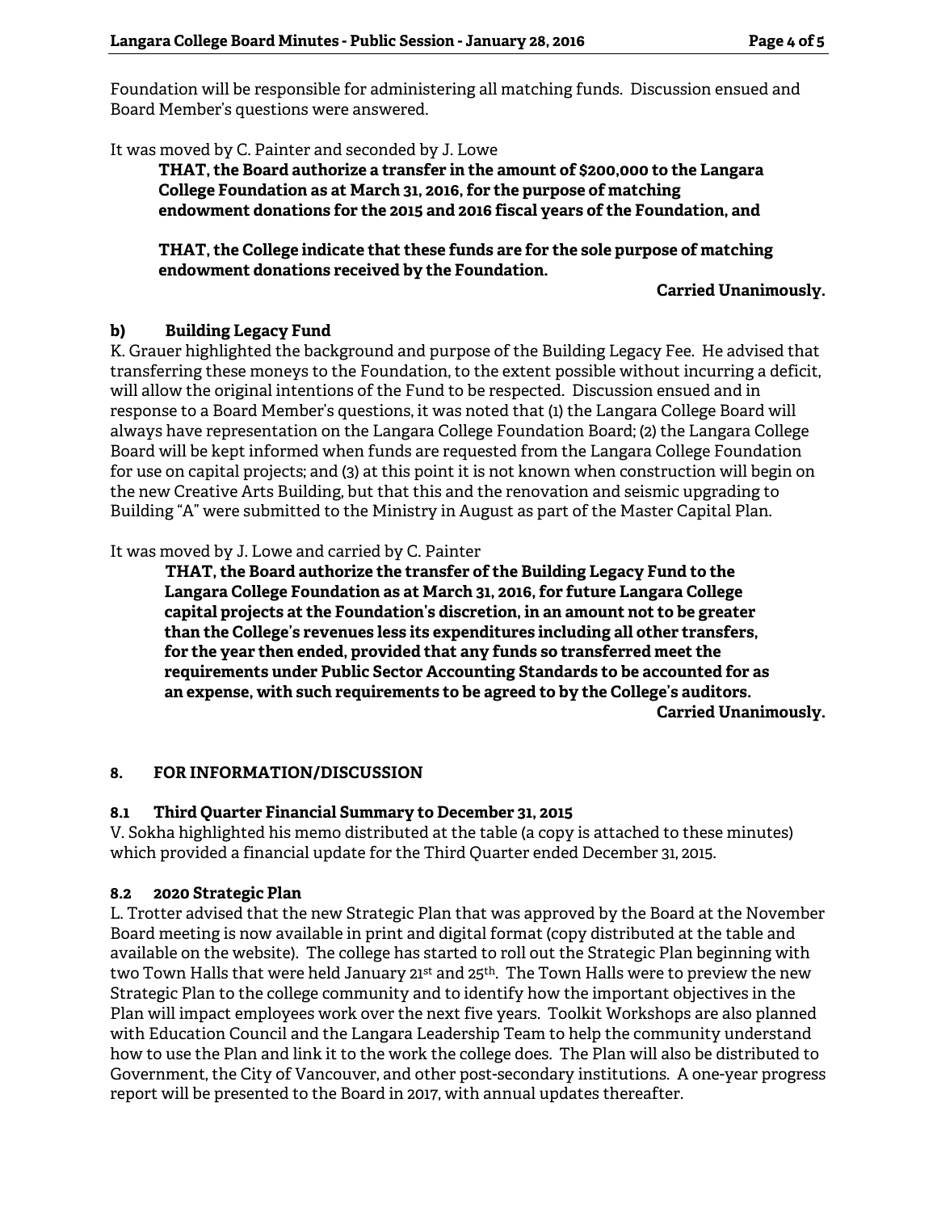Foundation will be responsible for administering all matching funds. Discussion ensued and Board Member's questions were answered.

It was moved by C. Painter and seconded by J. Lowe

> **THAT, the Board authorize a transfer in the amount of $200,000 to the Langara College Foundation as at March 31, 2016, for the purpose of matching endowment donations for the 2015 and 2016 fiscal years of the Foundation, and**
>
> **THAT, the College indicate that these funds are for the sole purpose of matching endowment donations received by the Foundation.**

**Carried Unanimously.**

### b) Building Legacy Fund

K. Grauer highlighted the background and purpose of the Building Legacy Fee. He advised that transferring these moneys to the Foundation, to the extent possible without incurring a deficit, will allow the original intentions of the Fund to be respected. Discussion ensued and in response to a Board Member's questions, it was noted that (1) the Langara College Board will always have representation on the Langara College Foundation Board; (2) the Langara College Board will be kept informed when funds are requested from the Langara College Foundation for use on capital projects; and (3) at this point it is not known when construction will begin on the new Creative Arts Building, but that this and the renovation and seismic upgrading to Building "A" were submitted to the Ministry in August as part of the Master Capital Plan.

It was moved by J. Lowe and carried by C. Painter

> **THAT, the Board authorize the transfer of the Building Legacy Fund to the Langara College Foundation as at March 31, 2016, for future Langara College capital projects at the Foundation's discretion, in an amount not to be greater than the College's revenues less its expenditures including all other transfers, for the year then ended, provided that any funds so transferred meet the requirements under Public Sector Accounting Standards to be accounted for as an expense, with such requirements to be agreed to by the College's auditors.**

**Carried Unanimously.**

## 8. FOR INFORMATION/DISCUSSION

### 8.1 Third Quarter Financial Summary to December 31, 2015

V. Sokha highlighted his memo distributed at the table (a copy is attached to these minutes) which provided a financial update for the Third Quarter ended December 31, 2015.

### 8.2 2020 Strategic Plan

L. Trotter advised that the new Strategic Plan that was approved by the Board at the November Board meeting is now available in print and digital format (copy distributed at the table and available on the website). The college has started to roll out the Strategic Plan beginning with two Town Halls that were held January 21st and 25th. The Town Halls were to preview the new Strategic Plan to the college community and to identify how the important objectives in the Plan will impact employees work over the next five years. Toolkit Workshops are also planned with Education Council and the Langara Leadership Team to help the community understand how to use the Plan and link it to the work the college does. The Plan will also be distributed to Government, the City of Vancouver, and other post-secondary institutions. A one-year progress report will be presented to the Board in 2017, with annual updates thereafter.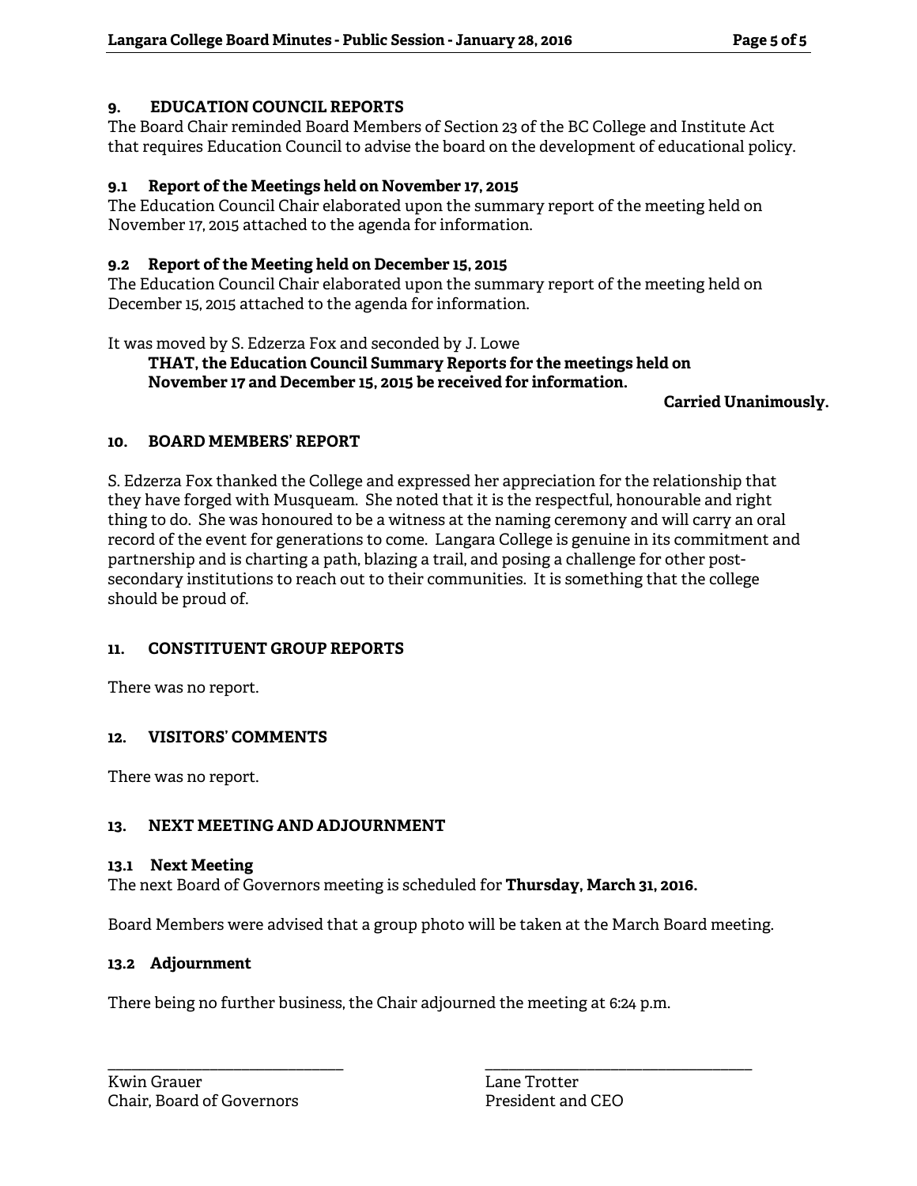## 9. EDUCATION COUNCIL REPORTS

The Board Chair reminded Board Members of Section 23 of the BC College and Institute Act that requires Education Council to advise the board on the development of educational policy.

### 9.1 Report of the Meetings held on November 17, 2015

The Education Council Chair elaborated upon the summary report of the meeting held on November 17, 2015 attached to the agenda for information.

### 9.2 Report of the Meeting held on December 15, 2015

The Education Council Chair elaborated upon the summary report of the meeting held on December 15, 2015 attached to the agenda for information.

It was moved by S. Edzerza Fox and seconded by J. Lowe

> **THAT, the Education Council Summary Reports for the meetings held on November 17 and December 15, 2015 be received for information.**

**Carried Unanimously.**

## 10. BOARD MEMBERS' REPORT

S. Edzerza Fox thanked the College and expressed her appreciation for the relationship that they have forged with Musqueam. She noted that it is the respectful, honourable and right thing to do. She was honoured to be a witness at the naming ceremony and will carry an oral record of the event for generations to come. Langara College is genuine in its commitment and partnership and is charting a path, blazing a trail, and posing a challenge for other post-secondary institutions to reach out to their communities. It is something that the college should be proud of.

## 11. CONSTITUENT GROUP REPORTS

There was no report.

## 12. VISITORS' COMMENTS

There was no report.

## 13. NEXT MEETING AND ADJOURNMENT

### 13.1 Next Meeting

The next Board of Governors meeting is scheduled for **Thursday, March 31, 2016.**

Board Members were advised that a group photo will be taken at the March Board meeting.

### 13.2 Adjournment

There being no further business, the Chair adjourned the meeting at 6:24 p.m.

\_\_\_\_\_\_\_\_\_\_\_\_\_\_\_\_\_\_\_\_\_\_\_\_\_\_\_\_\_\_
Kwin Grauer
Chair, Board of Governors

\_\_\_\_\_\_\_\_\_\_\_\_\_\_\_\_\_\_\_\_\_\_\_\_\_\_\_\_\_\_
Lane Trotter
President and CEO